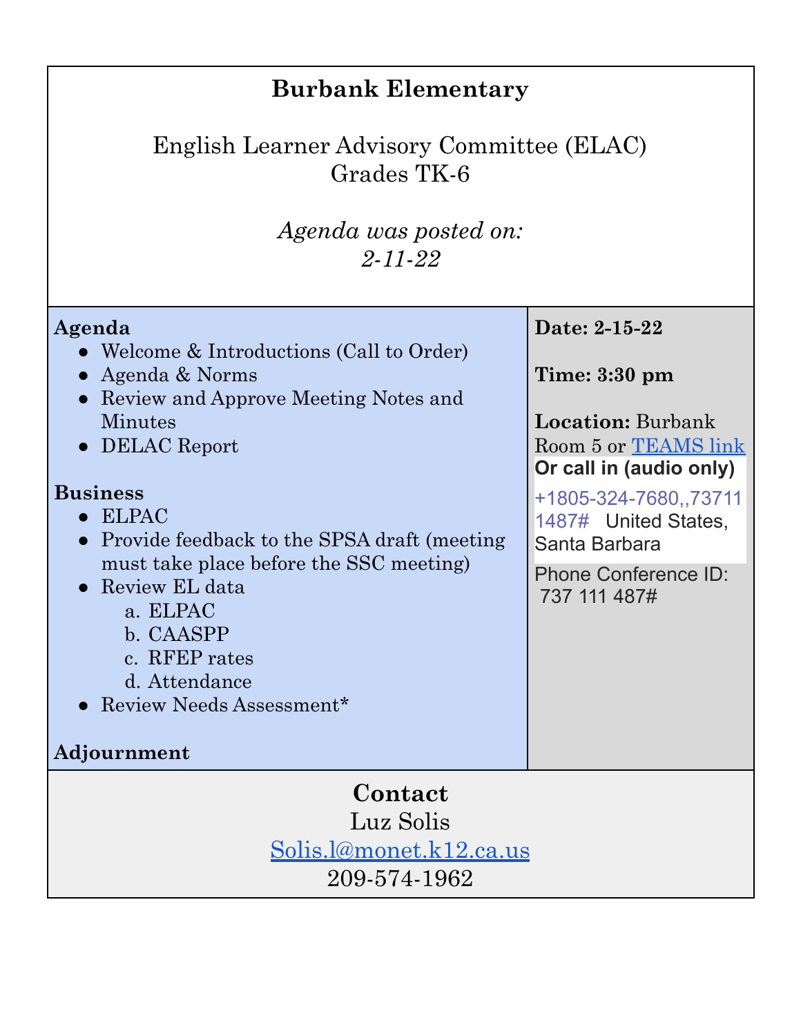# Burbank Elementary

English Learner Advisory Committee (ELAC)
Grades TK-6

*Agenda was posted on:*
*2-11-22*

**Agenda**

- Welcome & Introductions (Call to Order)
- Agenda & Norms
- Review and Approve Meeting Notes and Minutes
- DELAC Report

**Business**

- ELPAC
- Provide feedback to the SPSA draft (meeting must take place before the SSC meeting)
- Review EL data
  a. ELPAC
  b. CAASPP
  c. RFEP rates
  d. Attendance
- Review Needs Assessment*

**Adjournment**

**Date: 2-15-22**

**Time: 3:30 pm**

**Location:** Burbank Room 5 or [TEAMS link]()

**Or call in (audio only)**

+1805-324-7680,,737111487# United States, Santa Barbara

Phone Conference ID: 737 111 487#

## Contact

Luz Solis

[Solis.l@monet.k12.ca.us](mailto:Solis.l@monet.k12.ca.us)

209-574-1962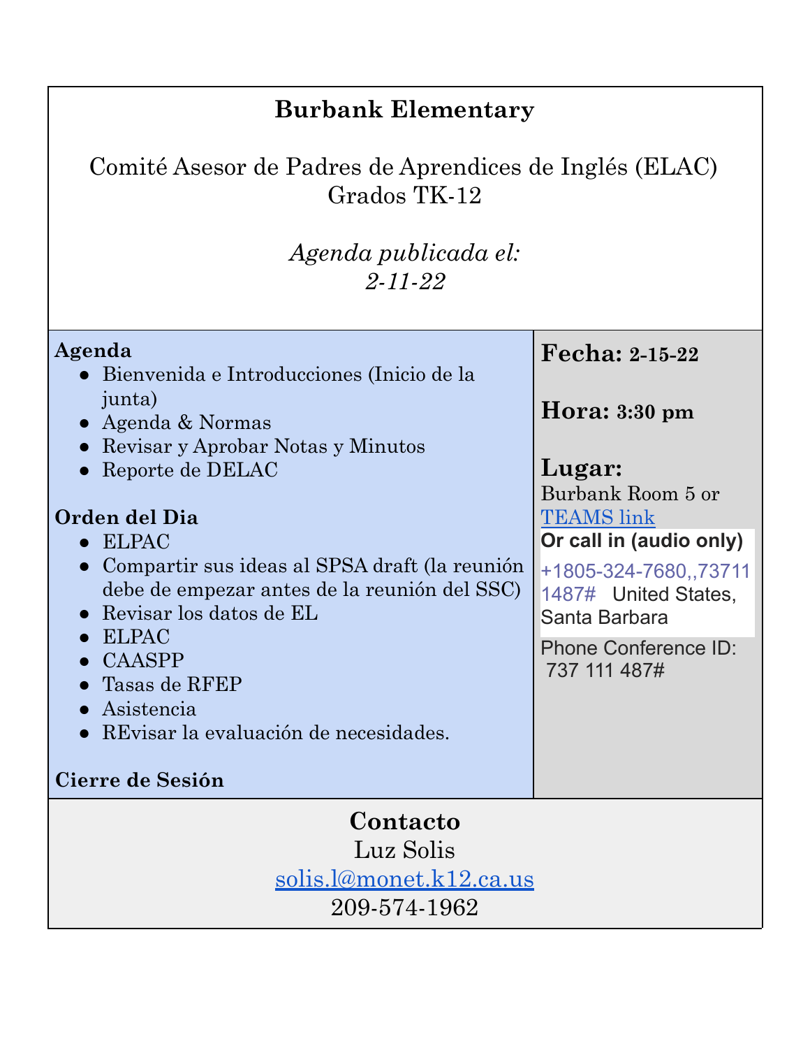# Burbank Elementary

Comité Asesor de Padres de Aprendices de Inglés (ELAC)
Grados TK-12

*Agenda publicada el:*
*2-11-22*

**Agenda**

- Bienvenida e Introducciones (Inicio de la junta)
- Agenda & Normas
- Revisar y Aprobar Notas y Minutos
- Reporte de DELAC

**Orden del Dia**

- ELPAC
- Compartir sus ideas al SPSA draft (la reunión debe de empezar antes de la reunión del SSC)
- Revisar los datos de EL
- ELPAC
- CAASPP
- Tasas de RFEP
- Asistencia
- REvisar la evaluación de necesidades.

**Cierre de Sesión**

**Fecha:** 2-15-22

**Hora:** 3:30 pm

**Lugar:**
Burbank Room 5 or
TEAMS link

**Or call in (audio only)**
+1805-324-7680,,737111487# United States, Santa Barbara

Phone Conference ID: 737 111 487#

## Contacto

Luz Solis
solis.l@monet.k12.ca.us
209-574-1962